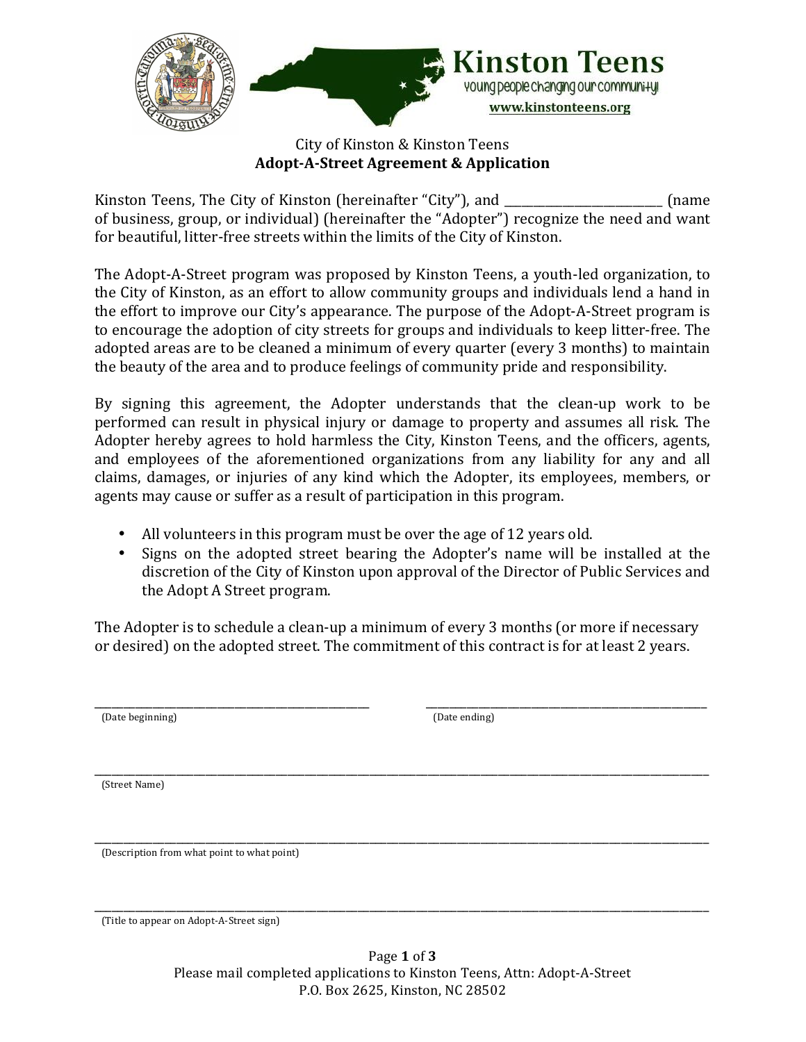Kinston Teens

young people changing our community!

www.kinstonteens.org

City of Kinston & Kinston Teens

**Adopt-A-Street Agreement & Application**

Kinston Teens, The City of Kinston (hereinafter "City"), and ________________________ (name of business, group, or individual) (hereinafter the "Adopter") recognize the need and want for beautiful, litter-free streets within the limits of the City of Kinston.

The Adopt-A-Street program was proposed by Kinston Teens, a youth-led organization, to the City of Kinston, as an effort to allow community groups and individuals lend a hand in the effort to improve our City's appearance. The purpose of the Adopt-A-Street program is to encourage the adoption of city streets for groups and individuals to keep litter-free. The adopted areas are to be cleaned a minimum of every quarter (every 3 months) to maintain the beauty of the area and to produce feelings of community pride and responsibility.

By signing this agreement, the Adopter understands that the clean-up work to be performed can result in physical injury or damage to property and assumes all risk. The Adopter hereby agrees to hold harmless the City, Kinston Teens, and the officers, agents, and employees of the aforementioned organizations from any liability for any and all claims, damages, or injuries of any kind which the Adopter, its employees, members, or agents may cause or suffer as a result of participation in this program.

- All volunteers in this program must be over the age of 12 years old.
- Signs on the adopted street bearing the Adopter's name will be installed at the discretion of the City of Kinston upon approval of the Director of Public Services and the Adopt A Street program.

The Adopter is to schedule a clean-up a minimum of every 3 months (or more if necessary or desired) on the adopted street. The commitment of this contract is for at least 2 years.

________________________________________ ________________________________________

(Date beginning) (Date ending)

________________________________________________________________________________

(Street Name)

________________________________________________________________________________

(Description from what point to what point)

________________________________________________________________________________

(Title to appear on Adopt-A-Street sign)

Please mail completed applications to Kinston Teens, Attn: Adopt-A-Street
P.O. Box 2625, Kinston, NC 28502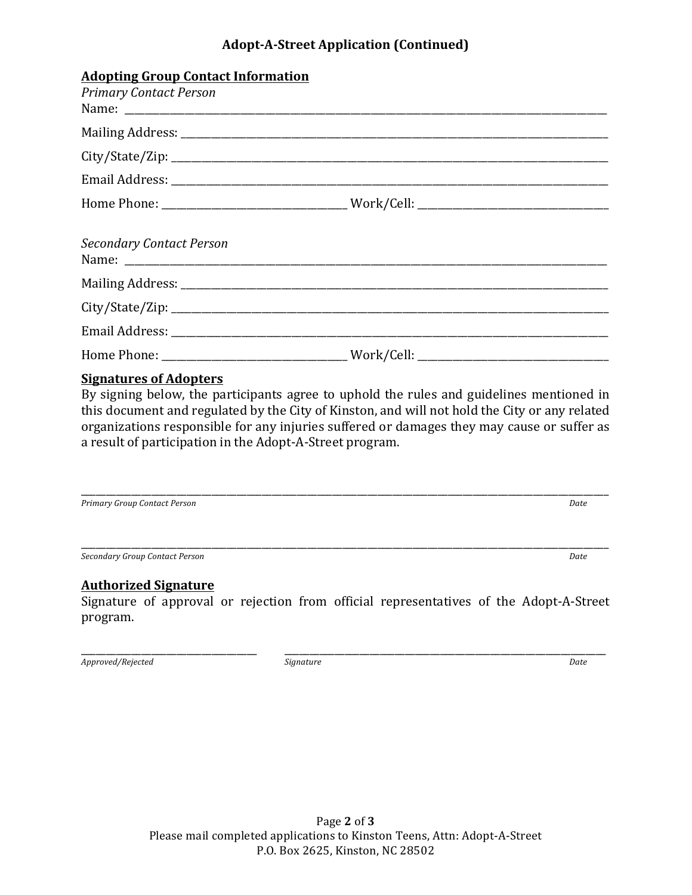## Adopt-A-Street Application (Continued)

### Adopting Group Contact Information

*Primary Contact Person*

Name: ______________________________________________________________________

Mailing Address: ____________________________________________________________

City/State/Zip: ______________________________________________________________

Email Address: ______________________________________________________________

Home Phone: ______________________ Work/Cell: ______________________

*Secondary Contact Person*

Name: ______________________________________________________________________

Mailing Address: ____________________________________________________________

City/State/Zip: ______________________________________________________________

Email Address: ______________________________________________________________

Home Phone: ______________________ Work/Cell: ______________________

### Signatures of Adopters

By signing below, the participants agree to uphold the rules and guidelines mentioned in this document and regulated by the City of Kinston, and will not hold the City or any related organizations responsible for any injuries suffered or damages they may cause or suffer as a result of participation in the Adopt-A-Street program.

______________________________________________________________________________

*Primary Group Contact Person* *Date*

______________________________________________________________________________

*Secondary Group Contact Person* *Date*

### Authorized Signature

Signature of approval or rejection from official representatives of the Adopt-A-Street program.

______________________ ______________________________________________

*Approved/Rejected* *Signature* *Date*

Please mail completed applications to Kinston Teens, Attn: Adopt-A-Street
P.O. Box 2625, Kinston, NC 28502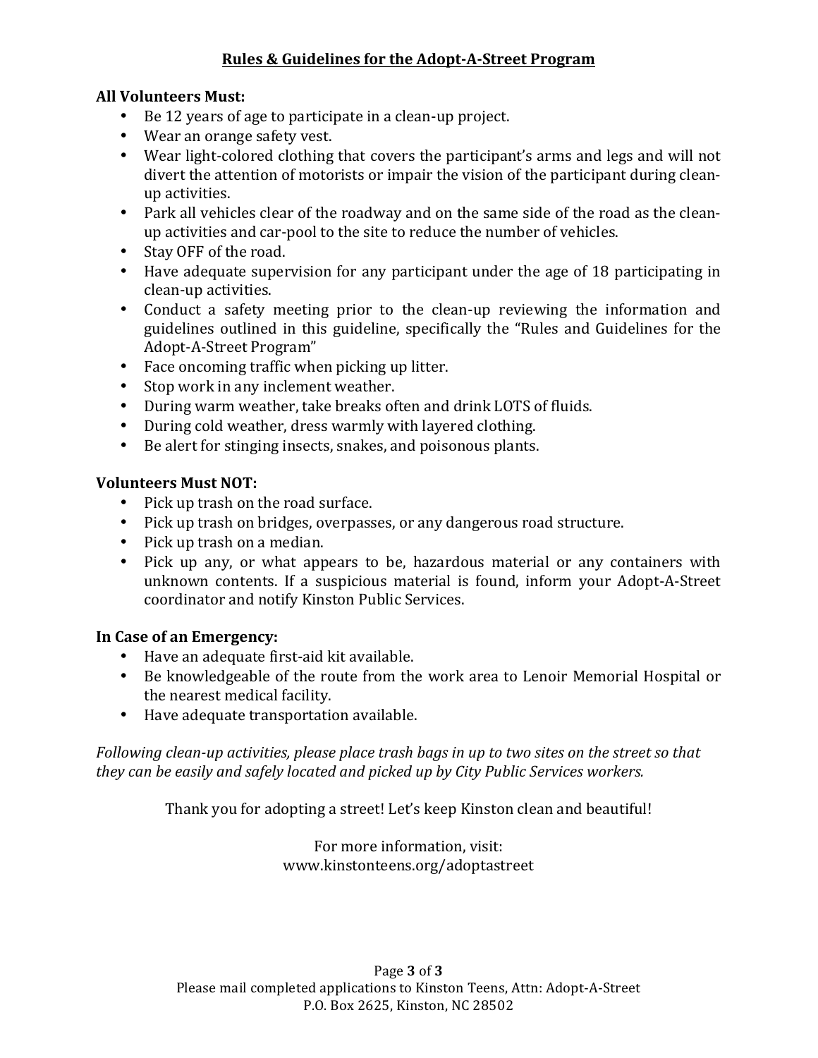## Rules & Guidelines for the Adopt-A-Street Program

**All Volunteers Must:**

- Be 12 years of age to participate in a clean-up project.
- Wear an orange safety vest.
- Wear light-colored clothing that covers the participant's arms and legs and will not divert the attention of motorists or impair the vision of the participant during clean-up activities.
- Park all vehicles clear of the roadway and on the same side of the road as the clean-up activities and car-pool to the site to reduce the number of vehicles.
- Stay OFF of the road.
- Have adequate supervision for any participant under the age of 18 participating in clean-up activities.
- Conduct a safety meeting prior to the clean-up reviewing the information and guidelines outlined in this guideline, specifically the "Rules and Guidelines for the Adopt-A-Street Program"
- Face oncoming traffic when picking up litter.
- Stop work in any inclement weather.
- During warm weather, take breaks often and drink LOTS of fluids.
- During cold weather, dress warmly with layered clothing.
- Be alert for stinging insects, snakes, and poisonous plants.

**Volunteers Must NOT:**

- Pick up trash on the road surface.
- Pick up trash on bridges, overpasses, or any dangerous road structure.
- Pick up trash on a median.
- Pick up any, or what appears to be, hazardous material or any containers with unknown contents. If a suspicious material is found, inform your Adopt-A-Street coordinator and notify Kinston Public Services.

**In Case of an Emergency:**

- Have an adequate first-aid kit available.
- Be knowledgeable of the route from the work area to Lenoir Memorial Hospital or the nearest medical facility.
- Have adequate transportation available.

*Following clean-up activities, please place trash bags in up to two sites on the street so that they can be easily and safely located and picked up by City Public Services workers.*

Thank you for adopting a street! Let's keep Kinston clean and beautiful!

For more information, visit:
www.kinstonteens.org/adoptastreet

Please mail completed applications to Kinston Teens, Attn: Adopt-A-Street
P.O. Box 2625, Kinston, NC 28502